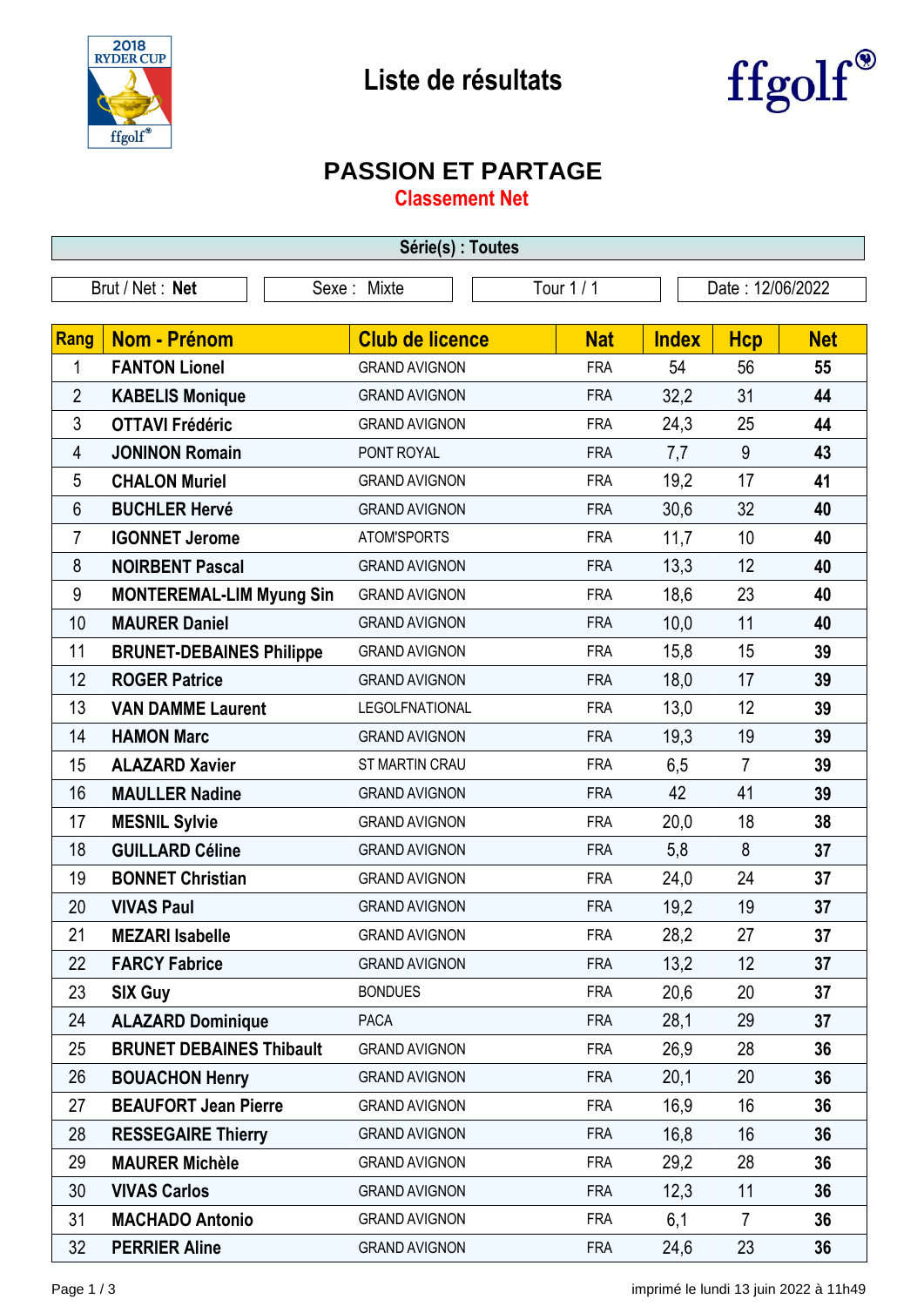# Liste de résultats

## PASSION ET PARTAGE

### Classement Net

**Série(s) : Toutes**

| Brut / Net : **Net** | Sexe : Mixte | Tour 1 / 1 | Date : 12/06/2022 |
|---|---|---|---|

| Rang | Nom - Prénom | Club de licence | Nat | Index | Hcp | Net |
|---|---|---|---|---|---|---|
| 1 | **FANTON Lionel** | GRAND AVIGNON | FRA | 54 | 56 | **55** |
| 2 | **KABELIS Monique** | GRAND AVIGNON | FRA | 32,2 | 31 | **44** |
| 3 | **OTTAVI Frédéric** | GRAND AVIGNON | FRA | 24,3 | 25 | **44** |
| 4 | **JONINON Romain** | PONT ROYAL | FRA | 7,7 | 9 | **43** |
| 5 | **CHALON Muriel** | GRAND AVIGNON | FRA | 19,2 | 17 | **41** |
| 6 | **BUCHLER Hervé** | GRAND AVIGNON | FRA | 30,6 | 32 | **40** |
| 7 | **IGONNET Jerome** | ATOM'SPORTS | FRA | 11,7 | 10 | **40** |
| 8 | **NOIRBENT Pascal** | GRAND AVIGNON | FRA | 13,3 | 12 | **40** |
| 9 | **MONTEREMAL-LIM Myung Sin** | GRAND AVIGNON | FRA | 18,6 | 23 | **40** |
| 10 | **MAURER Daniel** | GRAND AVIGNON | FRA | 10,0 | 11 | **40** |
| 11 | **BRUNET-DEBAINES Philippe** | GRAND AVIGNON | FRA | 15,8 | 15 | **39** |
| 12 | **ROGER Patrice** | GRAND AVIGNON | FRA | 18,0 | 17 | **39** |
| 13 | **VAN DAMME Laurent** | LEGOLFNATIONAL | FRA | 13,0 | 12 | **39** |
| 14 | **HAMON Marc** | GRAND AVIGNON | FRA | 19,3 | 19 | **39** |
| 15 | **ALAZARD Xavier** | ST MARTIN CRAU | FRA | 6,5 | 7 | **39** |
| 16 | **MAULLER Nadine** | GRAND AVIGNON | FRA | 42 | 41 | **39** |
| 17 | **MESNIL Sylvie** | GRAND AVIGNON | FRA | 20,0 | 18 | **38** |
| 18 | **GUILLARD Céline** | GRAND AVIGNON | FRA | 5,8 | 8 | **37** |
| 19 | **BONNET Christian** | GRAND AVIGNON | FRA | 24,0 | 24 | **37** |
| 20 | **VIVAS Paul** | GRAND AVIGNON | FRA | 19,2 | 19 | **37** |
| 21 | **MEZARI Isabelle** | GRAND AVIGNON | FRA | 28,2 | 27 | **37** |
| 22 | **FARCY Fabrice** | GRAND AVIGNON | FRA | 13,2 | 12 | **37** |
| 23 | **SIX Guy** | BONDUES | FRA | 20,6 | 20 | **37** |
| 24 | **ALAZARD Dominique** | PACA | FRA | 28,1 | 29 | **37** |
| 25 | **BRUNET DEBAINES Thibault** | GRAND AVIGNON | FRA | 26,9 | 28 | **36** |
| 26 | **BOUACHON Henry** | GRAND AVIGNON | FRA | 20,1 | 20 | **36** |
| 27 | **BEAUFORT Jean Pierre** | GRAND AVIGNON | FRA | 16,9 | 16 | **36** |
| 28 | **RESSEGAIRE Thierry** | GRAND AVIGNON | FRA | 16,8 | 16 | **36** |
| 29 | **MAURER Michèle** | GRAND AVIGNON | FRA | 29,2 | 28 | **36** |
| 30 | **VIVAS Carlos** | GRAND AVIGNON | FRA | 12,3 | 11 | **36** |
| 31 | **MACHADO Antonio** | GRAND AVIGNON | FRA | 6,1 | 7 | **36** |
| 32 | **PERRIER Aline** | GRAND AVIGNON | FRA | 24,6 | 23 | **36** |

imprimé le lundi 13 juin 2022 à 11h49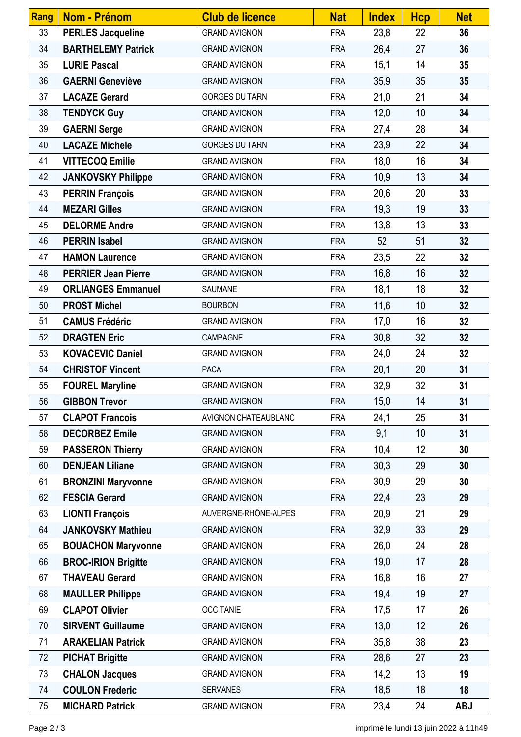| Rang | Nom - Prénom | Club de licence | Nat | Index | Hcp | Net |
|---|---|---|---|---|---|---|
| 33 | **PERLES Jacqueline** | GRAND AVIGNON | FRA | 23,8 | 22 | **36** |
| 34 | **BARTHELEMY Patrick** | GRAND AVIGNON | FRA | 26,4 | 27 | **36** |
| 35 | **LURIE Pascal** | GRAND AVIGNON | FRA | 15,1 | 14 | **35** |
| 36 | **GAERNI Geneviève** | GRAND AVIGNON | FRA | 35,9 | 35 | **35** |
| 37 | **LACAZE Gerard** | GORGES DU TARN | FRA | 21,0 | 21 | **34** |
| 38 | **TENDYCK Guy** | GRAND AVIGNON | FRA | 12,0 | 10 | **34** |
| 39 | **GAERNI Serge** | GRAND AVIGNON | FRA | 27,4 | 28 | **34** |
| 40 | **LACAZE Michele** | GORGES DU TARN | FRA | 23,9 | 22 | **34** |
| 41 | **VITTECOQ Emilie** | GRAND AVIGNON | FRA | 18,0 | 16 | **34** |
| 42 | **JANKOVSKY Philippe** | GRAND AVIGNON | FRA | 10,9 | 13 | **34** |
| 43 | **PERRIN François** | GRAND AVIGNON | FRA | 20,6 | 20 | **33** |
| 44 | **MEZARI Gilles** | GRAND AVIGNON | FRA | 19,3 | 19 | **33** |
| 45 | **DELORME Andre** | GRAND AVIGNON | FRA | 13,8 | 13 | **33** |
| 46 | **PERRIN Isabel** | GRAND AVIGNON | FRA | 52 | 51 | **32** |
| 47 | **HAMON Laurence** | GRAND AVIGNON | FRA | 23,5 | 22 | **32** |
| 48 | **PERRIER Jean Pierre** | GRAND AVIGNON | FRA | 16,8 | 16 | **32** |
| 49 | **ORLIANGES Emmanuel** | SAUMANE | FRA | 18,1 | 18 | **32** |
| 50 | **PROST Michel** | BOURBON | FRA | 11,6 | 10 | **32** |
| 51 | **CAMUS Frédéric** | GRAND AVIGNON | FRA | 17,0 | 16 | **32** |
| 52 | **DRAGTEN Eric** | CAMPAGNE | FRA | 30,8 | 32 | **32** |
| 53 | **KOVACEVIC Daniel** | GRAND AVIGNON | FRA | 24,0 | 24 | **32** |
| 54 | **CHRISTOF Vincent** | PACA | FRA | 20,1 | 20 | **31** |
| 55 | **FOUREL Maryline** | GRAND AVIGNON | FRA | 32,9 | 32 | **31** |
| 56 | **GIBBON Trevor** | GRAND AVIGNON | FRA | 15,0 | 14 | **31** |
| 57 | **CLAPOT Francois** | AVIGNON CHATEAUBLANC | FRA | 24,1 | 25 | **31** |
| 58 | **DECORBEZ Emile** | GRAND AVIGNON | FRA | 9,1 | 10 | **31** |
| 59 | **PASSERON Thierry** | GRAND AVIGNON | FRA | 10,4 | 12 | **30** |
| 60 | **DENJEAN Liliane** | GRAND AVIGNON | FRA | 30,3 | 29 | **30** |
| 61 | **BRONZINI Maryvonne** | GRAND AVIGNON | FRA | 30,9 | 29 | **30** |
| 62 | **FESCIA Gerard** | GRAND AVIGNON | FRA | 22,4 | 23 | **29** |
| 63 | **LIONTI François** | AUVERGNE-RHÔNE-ALPES | FRA | 20,9 | 21 | **29** |
| 64 | **JANKOVSKY Mathieu** | GRAND AVIGNON | FRA | 32,9 | 33 | **29** |
| 65 | **BOUACHON Maryvonne** | GRAND AVIGNON | FRA | 26,0 | 24 | **28** |
| 66 | **BROC-IRION Brigitte** | GRAND AVIGNON | FRA | 19,0 | 17 | **28** |
| 67 | **THAVEAU Gerard** | GRAND AVIGNON | FRA | 16,8 | 16 | **27** |
| 68 | **MAULLER Philippe** | GRAND AVIGNON | FRA | 19,4 | 19 | **27** |
| 69 | **CLAPOT Olivier** | OCCITANIE | FRA | 17,5 | 17 | **26** |
| 70 | **SIRVENT Guillaume** | GRAND AVIGNON | FRA | 13,0 | 12 | **26** |
| 71 | **ARAKELIAN Patrick** | GRAND AVIGNON | FRA | 35,8 | 38 | **23** |
| 72 | **PICHAT Brigitte** | GRAND AVIGNON | FRA | 28,6 | 27 | **23** |
| 73 | **CHALON Jacques** | GRAND AVIGNON | FRA | 14,2 | 13 | **19** |
| 74 | **COULON Frederic** | SERVANES | FRA | 18,5 | 18 | **18** |
| 75 | **MICHARD Patrick** | GRAND AVIGNON | FRA | 23,4 | 24 | **ABJ** |

imprimé le lundi 13 juin 2022 à 11h49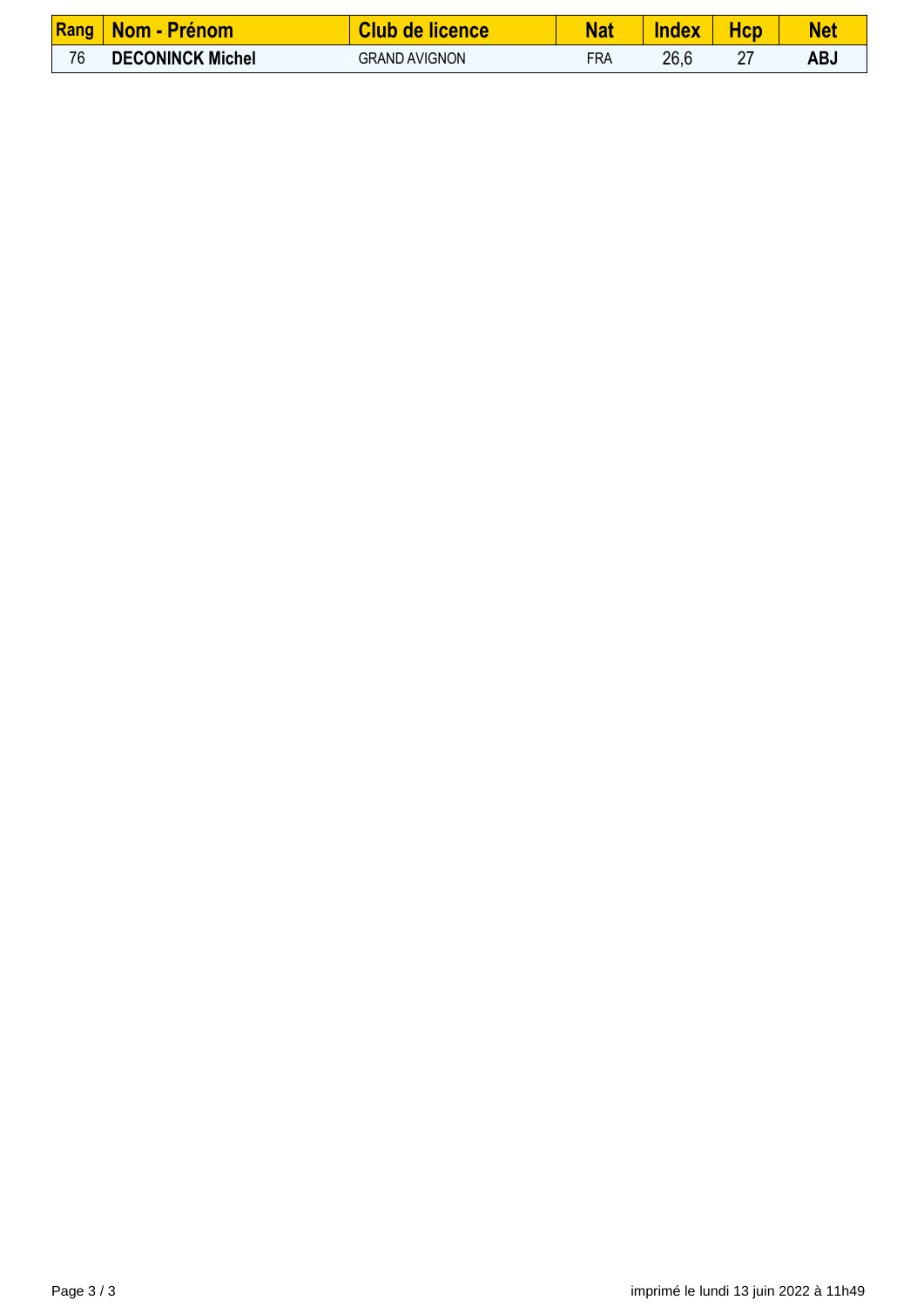| Rang | Nom - Prénom | Club de licence | Nat | Index | Hcp | Net |
|---|---|---|---|---|---|---|
| 76 | **DECONINCK Michel** | GRAND AVIGNON | FRA | 26,6 | 27 | **ABJ** |

imprimé le lundi 13 juin 2022 à 11h49